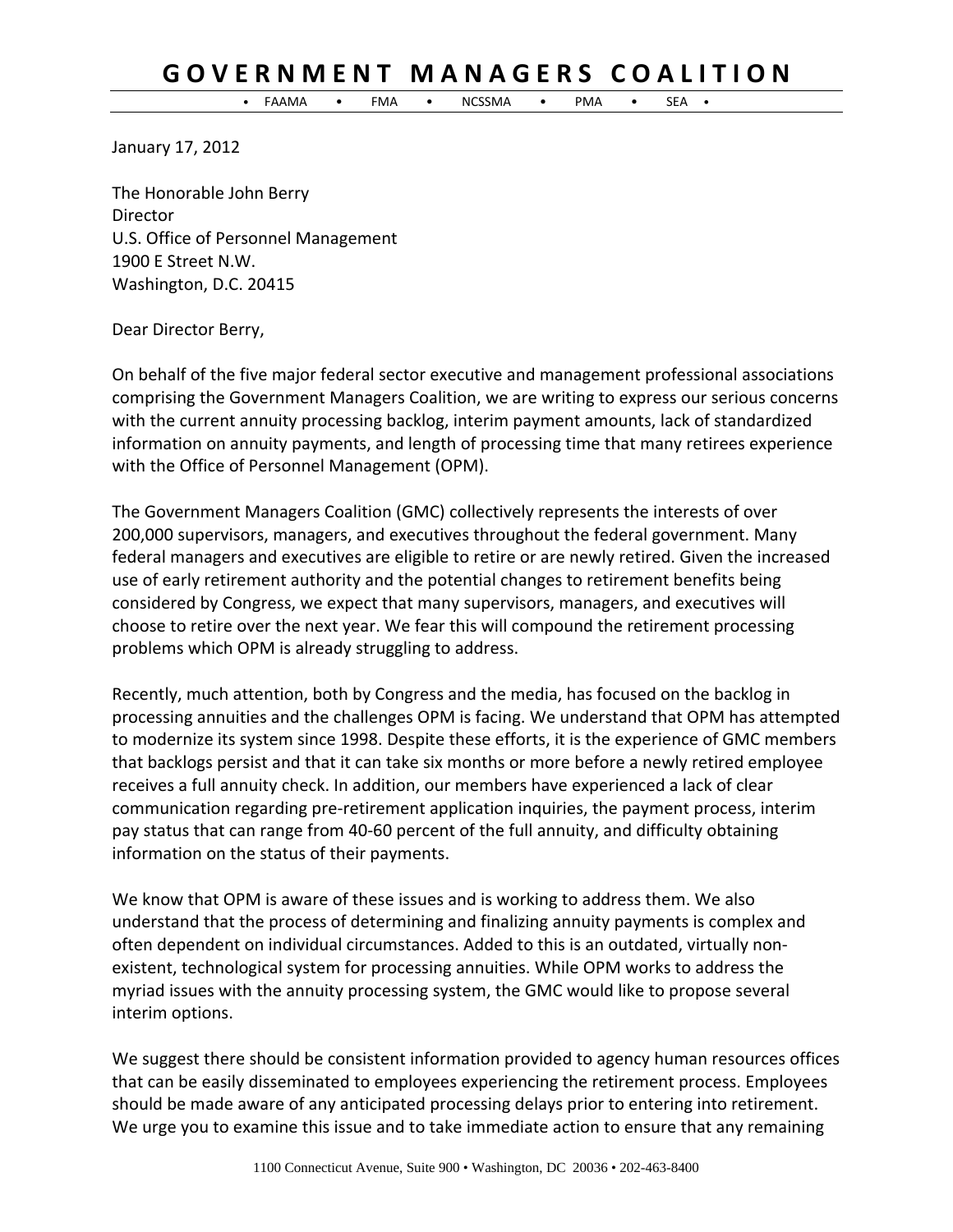# GOVERNMENT MANAGERS COALITION

• FAAMA • FMA • NCSSMA • PMA • SEA •

January 17, 2012

The Honorable John Berry
Director
U.S. Office of Personnel Management
1900 E Street N.W.
Washington, D.C. 20415

Dear Director Berry,

On behalf of the five major federal sector executive and management professional associations comprising the Government Managers Coalition, we are writing to express our serious concerns with the current annuity processing backlog, interim payment amounts, lack of standardized information on annuity payments, and length of processing time that many retirees experience with the Office of Personnel Management (OPM).

The Government Managers Coalition (GMC) collectively represents the interests of over 200,000 supervisors, managers, and executives throughout the federal government. Many federal managers and executives are eligible to retire or are newly retired. Given the increased use of early retirement authority and the potential changes to retirement benefits being considered by Congress, we expect that many supervisors, managers, and executives will choose to retire over the next year. We fear this will compound the retirement processing problems which OPM is already struggling to address.

Recently, much attention, both by Congress and the media, has focused on the backlog in processing annuities and the challenges OPM is facing. We understand that OPM has attempted to modernize its system since 1998. Despite these efforts, it is the experience of GMC members that backlogs persist and that it can take six months or more before a newly retired employee receives a full annuity check. In addition, our members have experienced a lack of clear communication regarding pre-retirement application inquiries, the payment process, interim pay status that can range from 40-60 percent of the full annuity, and difficulty obtaining information on the status of their payments.

We know that OPM is aware of these issues and is working to address them. We also understand that the process of determining and finalizing annuity payments is complex and often dependent on individual circumstances. Added to this is an outdated, virtually non-existent, technological system for processing annuities. While OPM works to address the myriad issues with the annuity processing system, the GMC would like to propose several interim options.

We suggest there should be consistent information provided to agency human resources offices that can be easily disseminated to employees experiencing the retirement process. Employees should be made aware of any anticipated processing delays prior to entering into retirement. We urge you to examine this issue and to take immediate action to ensure that any remaining

1100 Connecticut Avenue, Suite 900 • Washington, DC 20036 • 202-463-8400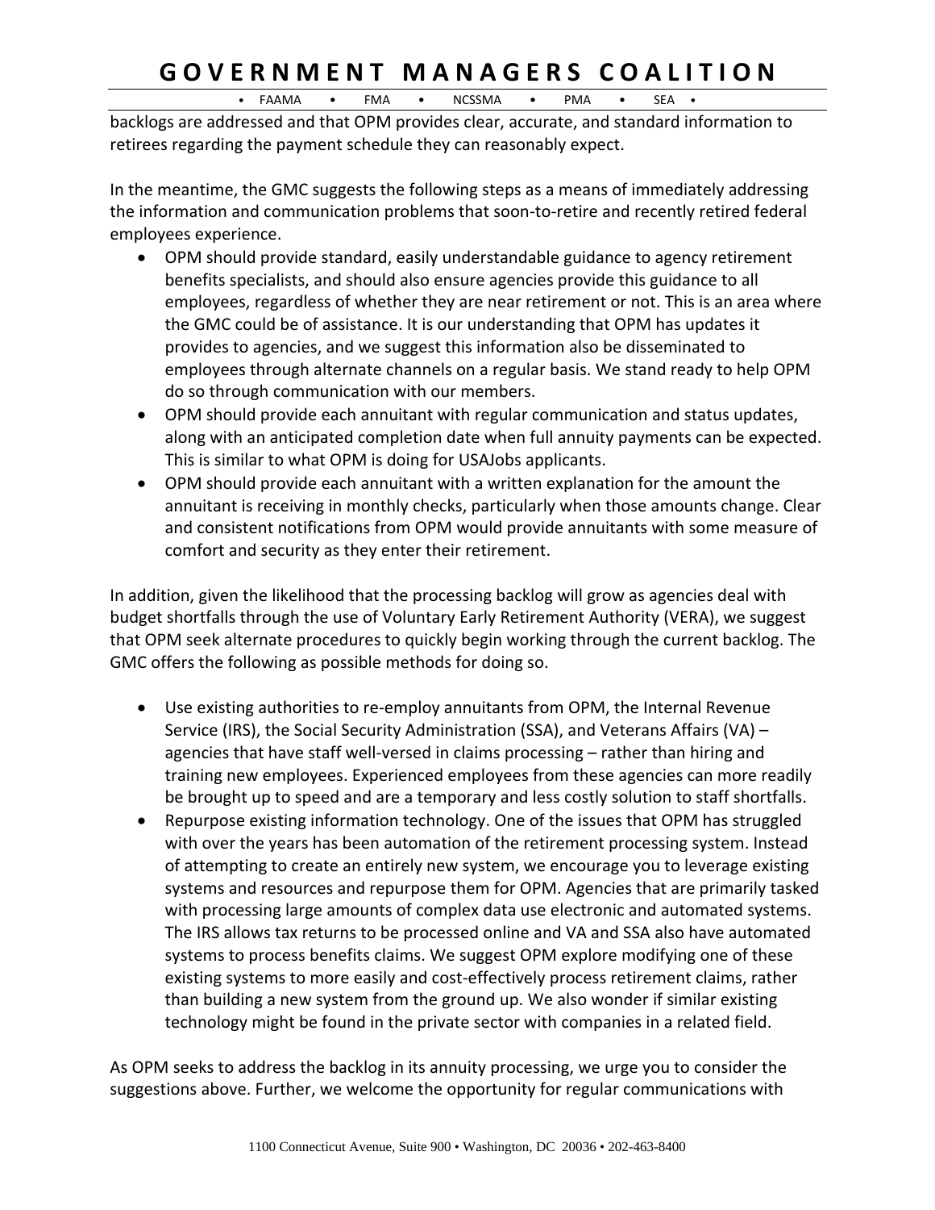backlogs are addressed and that OPM provides clear, accurate, and standard information to retirees regarding the payment schedule they can reasonably expect.

In the meantime, the GMC suggests the following steps as a means of immediately addressing the information and communication problems that soon-to-retire and recently retired federal employees experience.

- OPM should provide standard, easily understandable guidance to agency retirement benefits specialists, and should also ensure agencies provide this guidance to all employees, regardless of whether they are near retirement or not. This is an area where the GMC could be of assistance. It is our understanding that OPM has updates it provides to agencies, and we suggest this information also be disseminated to employees through alternate channels on a regular basis. We stand ready to help OPM do so through communication with our members.
- OPM should provide each annuitant with regular communication and status updates, along with an anticipated completion date when full annuity payments can be expected. This is similar to what OPM is doing for USAJobs applicants.
- OPM should provide each annuitant with a written explanation for the amount the annuitant is receiving in monthly checks, particularly when those amounts change. Clear and consistent notifications from OPM would provide annuitants with some measure of comfort and security as they enter their retirement.

In addition, given the likelihood that the processing backlog will grow as agencies deal with budget shortfalls through the use of Voluntary Early Retirement Authority (VERA), we suggest that OPM seek alternate procedures to quickly begin working through the current backlog. The GMC offers the following as possible methods for doing so.

- Use existing authorities to re-employ annuitants from OPM, the Internal Revenue Service (IRS), the Social Security Administration (SSA), and Veterans Affairs (VA) – agencies that have staff well-versed in claims processing – rather than hiring and training new employees. Experienced employees from these agencies can more readily be brought up to speed and are a temporary and less costly solution to staff shortfalls.
- Repurpose existing information technology. One of the issues that OPM has struggled with over the years has been automation of the retirement processing system. Instead of attempting to create an entirely new system, we encourage you to leverage existing systems and resources and repurpose them for OPM. Agencies that are primarily tasked with processing large amounts of complex data use electronic and automated systems. The IRS allows tax returns to be processed online and VA and SSA also have automated systems to process benefits claims. We suggest OPM explore modifying one of these existing systems to more easily and cost-effectively process retirement claims, rather than building a new system from the ground up. We also wonder if similar existing technology might be found in the private sector with companies in a related field.

As OPM seeks to address the backlog in its annuity processing, we urge you to consider the suggestions above. Further, we welcome the opportunity for regular communications with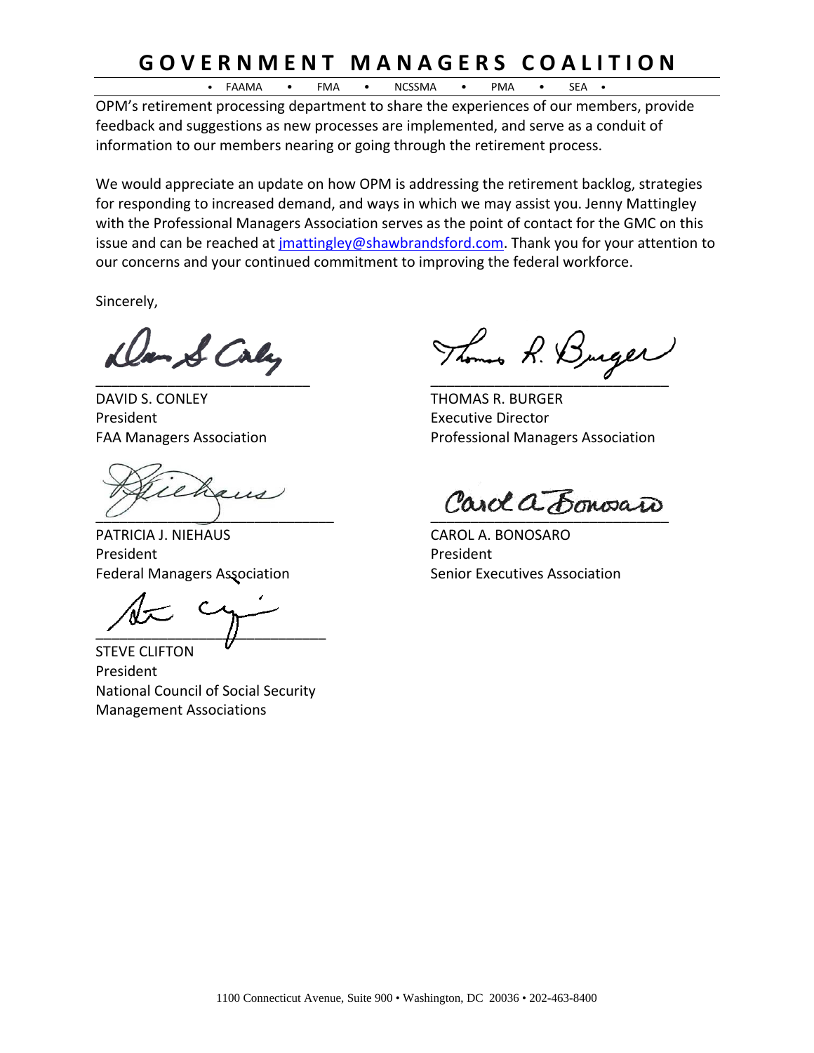OPM's retirement processing department to share the experiences of our members, provide feedback and suggestions as new processes are implemented, and serve as a conduit of information to our members nearing or going through the retirement process.

We would appreciate an update on how OPM is addressing the retirement backlog, strategies for responding to increased demand, and ways in which we may assist you. Jenny Mattingley with the Professional Managers Association serves as the point of contact for the GMC on this issue and can be reached at jmattingley@shawbrandsford.com. Thank you for your attention to our concerns and your continued commitment to improving the federal workforce.

Sincerely,

DAVID S. CONLEY
President
FAA Managers Association

THOMAS R. BURGER
Executive Director
Professional Managers Association

PATRICIA J. NIEHAUS
President
Federal Managers Association

CAROL A. BONOSARO
President
Senior Executives Association

STEVE CLIFTON
President
National Council of Social Security Management Associations